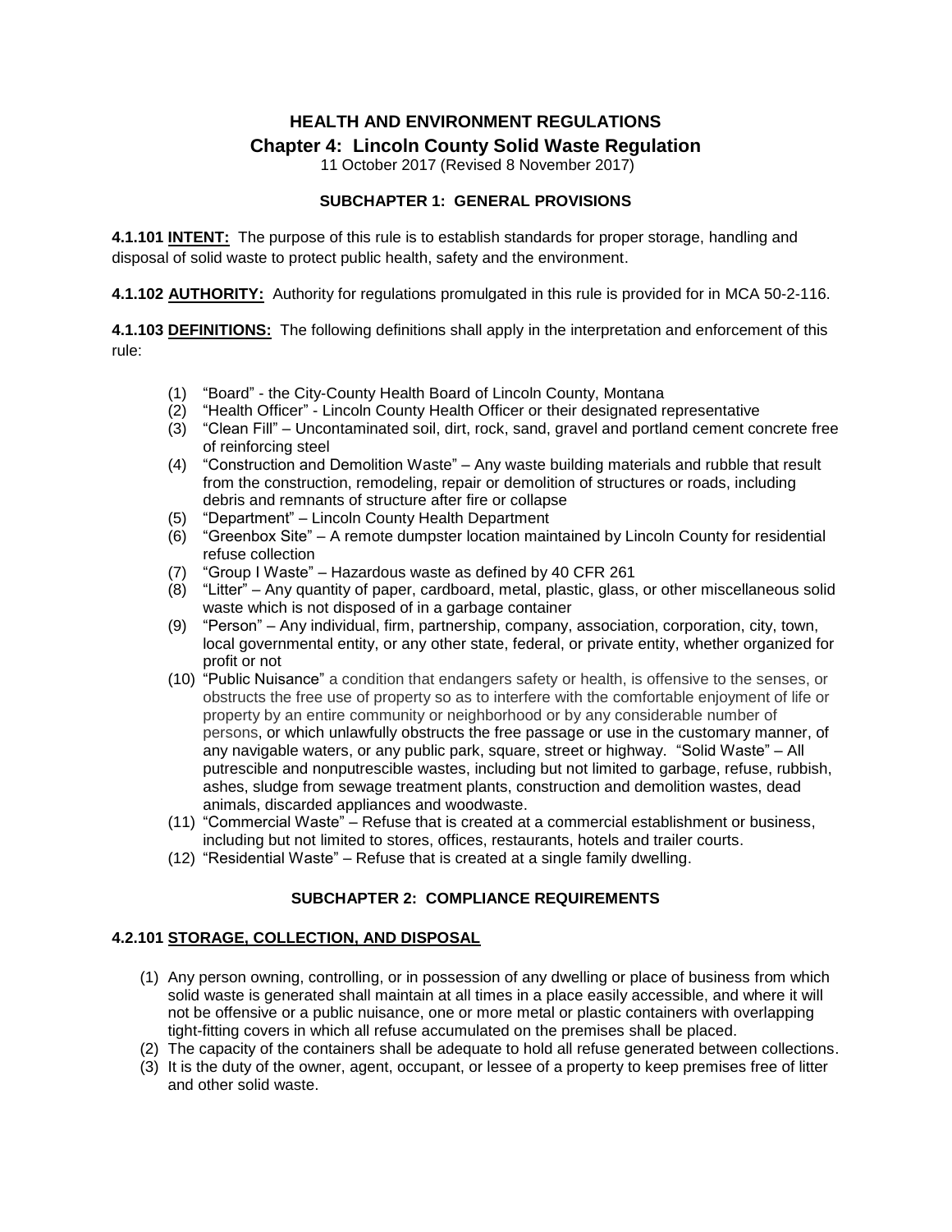# HEALTH AND ENVIRONMENT REGULATIONS

## Chapter 4: Lincoln County Solid Waste Regulation

11 October 2017 (Revised 8 November 2017)

### SUBCHAPTER 1: GENERAL PROVISIONS

**4.1.101 INTENT:** The purpose of this rule is to establish standards for proper storage, handling and disposal of solid waste to protect public health, safety and the environment.

**4.1.102 AUTHORITY:** Authority for regulations promulgated in this rule is provided for in MCA 50-2-116.

**4.1.103 DEFINITIONS:** The following definitions shall apply in the interpretation and enforcement of this rule:

(1) "Board" - the City-County Health Board of Lincoln County, Montana
(2) "Health Officer" - Lincoln County Health Officer or their designated representative
(3) "Clean Fill" – Uncontaminated soil, dirt, rock, sand, gravel and portland cement concrete free of reinforcing steel
(4) "Construction and Demolition Waste" – Any waste building materials and rubble that result from the construction, remodeling, repair or demolition of structures or roads, including debris and remnants of structure after fire or collapse
(5) "Department" – Lincoln County Health Department
(6) "Greenbox Site" – A remote dumpster location maintained by Lincoln County for residential refuse collection
(7) "Group I Waste" – Hazardous waste as defined by 40 CFR 261
(8) "Litter" – Any quantity of paper, cardboard, metal, plastic, glass, or other miscellaneous solid waste which is not disposed of in a garbage container
(9) "Person" – Any individual, firm, partnership, company, association, corporation, city, town, local governmental entity, or any other state, federal, or private entity, whether organized for profit or not
(10) "Public Nuisance" a condition that endangers safety or health, is offensive to the senses, or obstructs the free use of property so as to interfere with the comfortable enjoyment of life or property by an entire community or neighborhood or by any considerable number of persons, or which unlawfully obstructs the free passage or use in the customary manner, of any navigable waters, or any public park, square, street or highway. "Solid Waste" – All putrescible and nonputrescible wastes, including but not limited to garbage, refuse, rubbish, ashes, sludge from sewage treatment plants, construction and demolition wastes, dead animals, discarded appliances and woodwaste.
(11) "Commercial Waste" – Refuse that is created at a commercial establishment or business, including but not limited to stores, offices, restaurants, hotels and trailer courts.
(12) "Residential Waste" – Refuse that is created at a single family dwelling.

### SUBCHAPTER 2: COMPLIANCE REQUIREMENTS

**4.2.101 STORAGE, COLLECTION, AND DISPOSAL**

(1) Any person owning, controlling, or in possession of any dwelling or place of business from which solid waste is generated shall maintain at all times in a place easily accessible, and where it will not be offensive or a public nuisance, one or more metal or plastic containers with overlapping tight-fitting covers in which all refuse accumulated on the premises shall be placed.
(2) The capacity of the containers shall be adequate to hold all refuse generated between collections.
(3) It is the duty of the owner, agent, occupant, or lessee of a property to keep premises free of litter and other solid waste.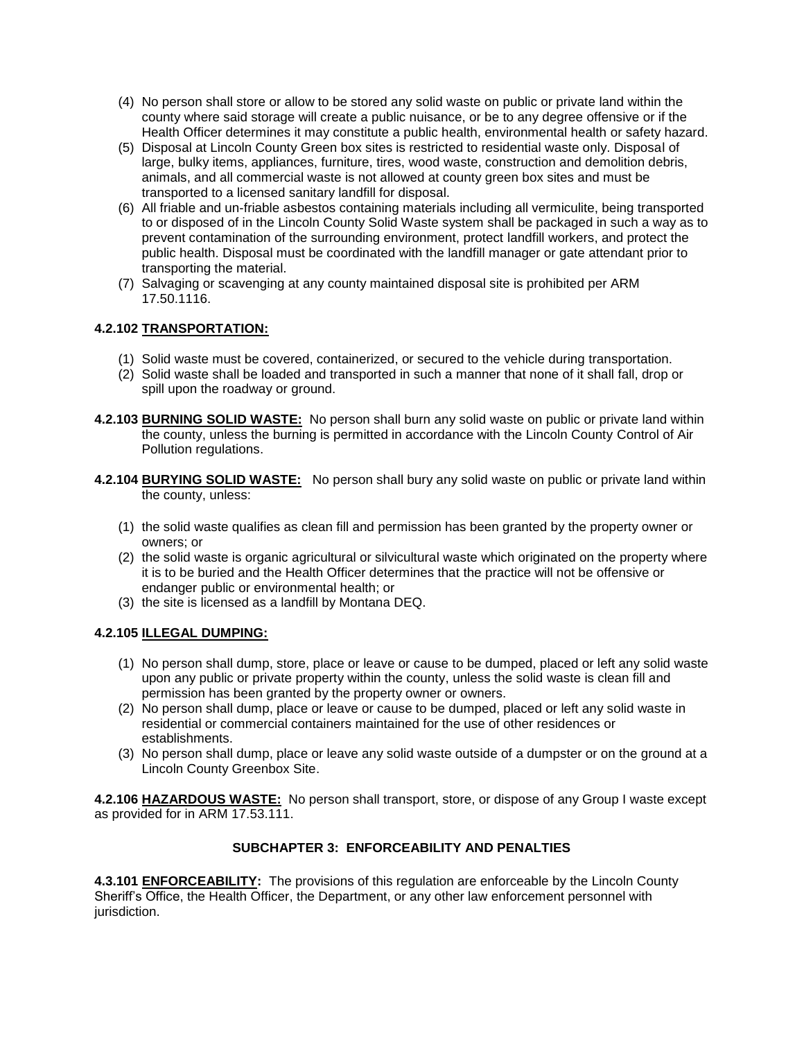(4) No person shall store or allow to be stored any solid waste on public or private land within the county where said storage will create a public nuisance, or be to any degree offensive or if the Health Officer determines it may constitute a public health, environmental health or safety hazard.
(5) Disposal at Lincoln County Green box sites is restricted to residential waste only. Disposal of large, bulky items, appliances, furniture, tires, wood waste, construction and demolition debris, animals, and all commercial waste is not allowed at county green box sites and must be transported to a licensed sanitary landfill for disposal.
(6) All friable and un-friable asbestos containing materials including all vermiculite, being transported to or disposed of in the Lincoln County Solid Waste system shall be packaged in such a way as to prevent contamination of the surrounding environment, protect landfill workers, and protect the public health. Disposal must be coordinated with the landfill manager or gate attendant prior to transporting the material.
(7) Salvaging or scavenging at any county maintained disposal site is prohibited per ARM 17.50.1116.

**4.2.102 TRANSPORTATION:**

(1) Solid waste must be covered, containerized, or secured to the vehicle during transportation.
(2) Solid waste shall be loaded and transported in such a manner that none of it shall fall, drop or spill upon the roadway or ground.

**4.2.103 BURNING SOLID WASTE:** No person shall burn any solid waste on public or private land within the county, unless the burning is permitted in accordance with the Lincoln County Control of Air Pollution regulations.

**4.2.104 BURYING SOLID WASTE:** No person shall bury any solid waste on public or private land within the county, unless:

(1) the solid waste qualifies as clean fill and permission has been granted by the property owner or owners; or
(2) the solid waste is organic agricultural or silvicultural waste which originated on the property where it is to be buried and the Health Officer determines that the practice will not be offensive or endanger public or environmental health; or
(3) the site is licensed as a landfill by Montana DEQ.

**4.2.105 ILLEGAL DUMPING:**

(1) No person shall dump, store, place or leave or cause to be dumped, placed or left any solid waste upon any public or private property within the county, unless the solid waste is clean fill and permission has been granted by the property owner or owners.
(2) No person shall dump, place or leave or cause to be dumped, placed or left any solid waste in residential or commercial containers maintained for the use of other residences or establishments.
(3) No person shall dump, place or leave any solid waste outside of a dumpster or on the ground at a Lincoln County Greenbox Site.

**4.2.106 HAZARDOUS WASTE:** No person shall transport, store, or dispose of any Group I waste except as provided for in ARM 17.53.111.

## SUBCHAPTER 3: ENFORCEABILITY AND PENALTIES

**4.3.101 ENFORCEABILITY:** The provisions of this regulation are enforceable by the Lincoln County Sheriff's Office, the Health Officer, the Department, or any other law enforcement personnel with jurisdiction.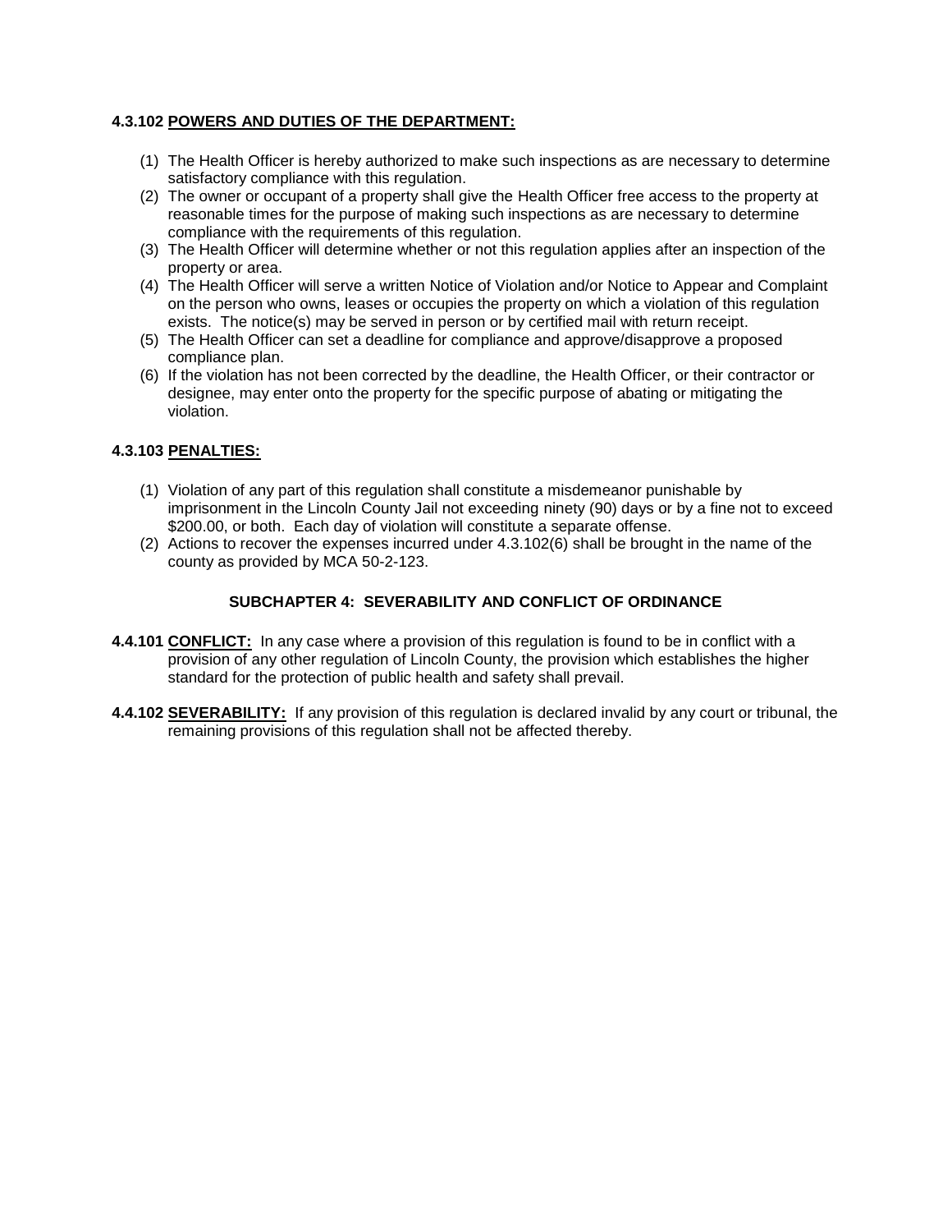**4.3.102 <u>POWERS AND DUTIES OF THE DEPARTMENT:</u>**

(1) The Health Officer is hereby authorized to make such inspections as are necessary to determine satisfactory compliance with this regulation.
(2) The owner or occupant of a property shall give the Health Officer free access to the property at reasonable times for the purpose of making such inspections as are necessary to determine compliance with the requirements of this regulation.
(3) The Health Officer will determine whether or not this regulation applies after an inspection of the property or area.
(4) The Health Officer will serve a written Notice of Violation and/or Notice to Appear and Complaint on the person who owns, leases or occupies the property on which a violation of this regulation exists. The notice(s) may be served in person or by certified mail with return receipt.
(5) The Health Officer can set a deadline for compliance and approve/disapprove a proposed compliance plan.
(6) If the violation has not been corrected by the deadline, the Health Officer, or their contractor or designee, may enter onto the property for the specific purpose of abating or mitigating the violation.

**4.3.103 <u>PENALTIES:</u>**

(1) Violation of any part of this regulation shall constitute a misdemeanor punishable by imprisonment in the Lincoln County Jail not exceeding ninety (90) days or by a fine not to exceed $200.00, or both. Each day of violation will constitute a separate offense.
(2) Actions to recover the expenses incurred under 4.3.102(6) shall be brought in the name of the county as provided by MCA 50-2-123.

## SUBCHAPTER 4: SEVERABILITY AND CONFLICT OF ORDINANCE

**4.4.101 <u>CONFLICT:</u>** In any case where a provision of this regulation is found to be in conflict with a provision of any other regulation of Lincoln County, the provision which establishes the higher standard for the protection of public health and safety shall prevail.

**4.4.102 <u>SEVERABILITY:</u>** If any provision of this regulation is declared invalid by any court or tribunal, the remaining provisions of this regulation shall not be affected thereby.